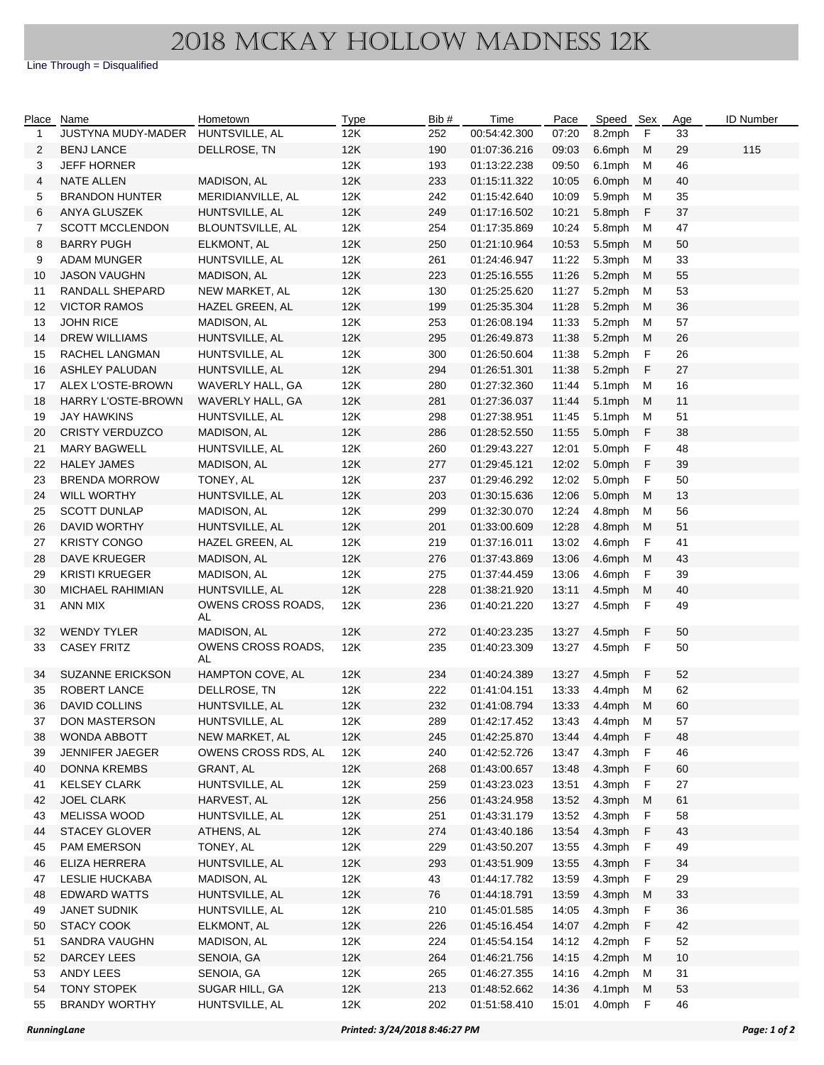# 2018 MCKAY HOLLOW MADNESS 12K

Line Through = Disqualified

| Place | Name | Hometown | Type | Bib # | Time | Pace | Speed | Sex | Age | ID Number |
|---|---|---|---|---|---|---|---|---|---|---|
| 1 | JUSTYNA MUDY-MADER | HUNTSVILLE, AL | 12K | 252 | 00:54:42.300 | 07:20 | 8.2mph | F | 33 | |
| 2 | BENJ LANCE | DELLROSE, TN | 12K | 190 | 01:07:36.216 | 09:03 | 6.6mph | M | 29 | 115 |
| 3 | JEFF HORNER | | 12K | 193 | 01:13:22.238 | 09:50 | 6.1mph | M | 46 | |
| 4 | NATE ALLEN | MADISON, AL | 12K | 233 | 01:15:11.322 | 10:05 | 6.0mph | M | 40 | |
| 5 | BRANDON HUNTER | MERIDIANVILLE, AL | 12K | 242 | 01:15:42.640 | 10:09 | 5.9mph | M | 35 | |
| 6 | ANYA GLUSZEK | HUNTSVILLE, AL | 12K | 249 | 01:17:16.502 | 10:21 | 5.8mph | F | 37 | |
| 7 | SCOTT MCCLENDON | BLOUNTSVILLE, AL | 12K | 254 | 01:17:35.869 | 10:24 | 5.8mph | M | 47 | |
| 8 | BARRY PUGH | ELKMONT, AL | 12K | 250 | 01:21:10.964 | 10:53 | 5.5mph | M | 50 | |
| 9 | ADAM MUNGER | HUNTSVILLE, AL | 12K | 261 | 01:24:46.947 | 11:22 | 5.3mph | M | 33 | |
| 10 | JASON VAUGHN | MADISON, AL | 12K | 223 | 01:25:16.555 | 11:26 | 5.2mph | M | 55 | |
| 11 | RANDALL SHEPARD | NEW MARKET, AL | 12K | 130 | 01:25:25.620 | 11:27 | 5.2mph | M | 53 | |
| 12 | VICTOR RAMOS | HAZEL GREEN, AL | 12K | 199 | 01:25:35.304 | 11:28 | 5.2mph | M | 36 | |
| 13 | JOHN RICE | MADISON, AL | 12K | 253 | 01:26:08.194 | 11:33 | 5.2mph | M | 57 | |
| 14 | DREW WILLIAMS | HUNTSVILLE, AL | 12K | 295 | 01:26:49.873 | 11:38 | 5.2mph | M | 26 | |
| 15 | RACHEL LANGMAN | HUNTSVILLE, AL | 12K | 300 | 01:26:50.604 | 11:38 | 5.2mph | F | 26 | |
| 16 | ASHLEY PALUDAN | HUNTSVILLE, AL | 12K | 294 | 01:26:51.301 | 11:38 | 5.2mph | F | 27 | |
| 17 | ALEX L'OSTE-BROWN | WAVERLY HALL, GA | 12K | 280 | 01:27:32.360 | 11:44 | 5.1mph | M | 16 | |
| 18 | HARRY L'OSTE-BROWN | WAVERLY HALL, GA | 12K | 281 | 01:27:36.037 | 11:44 | 5.1mph | M | 11 | |
| 19 | JAY HAWKINS | HUNTSVILLE, AL | 12K | 298 | 01:27:38.951 | 11:45 | 5.1mph | M | 51 | |
| 20 | CRISTY VERDUZCO | MADISON, AL | 12K | 286 | 01:28:52.550 | 11:55 | 5.0mph | F | 38 | |
| 21 | MARY BAGWELL | HUNTSVILLE, AL | 12K | 260 | 01:29:43.227 | 12:01 | 5.0mph | F | 48 | |
| 22 | HALEY JAMES | MADISON, AL | 12K | 277 | 01:29:45.121 | 12:02 | 5.0mph | F | 39 | |
| 23 | BRENDA MORROW | TONEY, AL | 12K | 237 | 01:29:46.292 | 12:02 | 5.0mph | F | 50 | |
| 24 | WILL WORTHY | HUNTSVILLE, AL | 12K | 203 | 01:30:15.636 | 12:06 | 5.0mph | M | 13 | |
| 25 | SCOTT DUNLAP | MADISON, AL | 12K | 299 | 01:32:30.070 | 12:24 | 4.8mph | M | 56 | |
| 26 | DAVID WORTHY | HUNTSVILLE, AL | 12K | 201 | 01:33:00.609 | 12:28 | 4.8mph | M | 51 | |
| 27 | KRISTY CONGO | HAZEL GREEN, AL | 12K | 219 | 01:37:16.011 | 13:02 | 4.6mph | F | 41 | |
| 28 | DAVE KRUEGER | MADISON, AL | 12K | 276 | 01:37:43.869 | 13:06 | 4.6mph | M | 43 | |
| 29 | KRISTI KRUEGER | MADISON, AL | 12K | 275 | 01:37:44.459 | 13:06 | 4.6mph | F | 39 | |
| 30 | MICHAEL RAHIMIAN | HUNTSVILLE, AL | 12K | 228 | 01:38:21.920 | 13:11 | 4.5mph | M | 40 | |
| 31 | ANN MIX | OWENS CROSS ROADS, AL | 12K | 236 | 01:40:21.220 | 13:27 | 4.5mph | F | 49 | |
| 32 | WENDY TYLER | MADISON, AL | 12K | 272 | 01:40:23.235 | 13:27 | 4.5mph | F | 50 | |
| 33 | CASEY FRITZ | OWENS CROSS ROADS, AL | 12K | 235 | 01:40:23.309 | 13:27 | 4.5mph | F | 50 | |
| 34 | SUZANNE ERICKSON | HAMPTON COVE, AL | 12K | 234 | 01:40:24.389 | 13:27 | 4.5mph | F | 52 | |
| 35 | ROBERT LANCE | DELLROSE, TN | 12K | 222 | 01:41:04.151 | 13:33 | 4.4mph | M | 62 | |
| 36 | DAVID COLLINS | HUNTSVILLE, AL | 12K | 232 | 01:41:08.794 | 13:33 | 4.4mph | M | 60 | |
| 37 | DON MASTERSON | HUNTSVILLE, AL | 12K | 289 | 01:42:17.452 | 13:43 | 4.4mph | M | 57 | |
| 38 | WONDA ABBOTT | NEW MARKET, AL | 12K | 245 | 01:42:25.870 | 13:44 | 4.4mph | F | 48 | |
| 39 | JENNIFER JAEGER | OWENS CROSS RDS, AL | 12K | 240 | 01:42:52.726 | 13:47 | 4.3mph | F | 46 | |
| 40 | DONNA KREMBS | GRANT, AL | 12K | 268 | 01:43:00.657 | 13:48 | 4.3mph | F | 60 | |
| 41 | KELSEY CLARK | HUNTSVILLE, AL | 12K | 259 | 01:43:23.023 | 13:51 | 4.3mph | F | 27 | |
| 42 | JOEL CLARK | HARVEST, AL | 12K | 256 | 01:43:24.958 | 13:52 | 4.3mph | M | 61 | |
| 43 | MELISSA WOOD | HUNTSVILLE, AL | 12K | 251 | 01:43:31.179 | 13:52 | 4.3mph | F | 58 | |
| 44 | STACEY GLOVER | ATHENS, AL | 12K | 274 | 01:43:40.186 | 13:54 | 4.3mph | F | 43 | |
| 45 | PAM EMERSON | TONEY, AL | 12K | 229 | 01:43:50.207 | 13:55 | 4.3mph | F | 49 | |
| 46 | ELIZA HERRERA | HUNTSVILLE, AL | 12K | 293 | 01:43:51.909 | 13:55 | 4.3mph | F | 34 | |
| 47 | LESLIE HUCKABA | MADISON, AL | 12K | 43 | 01:44:17.782 | 13:59 | 4.3mph | F | 29 | |
| 48 | EDWARD WATTS | HUNTSVILLE, AL | 12K | 76 | 01:44:18.791 | 13:59 | 4.3mph | M | 33 | |
| 49 | JANET SUDNIK | HUNTSVILLE, AL | 12K | 210 | 01:45:01.585 | 14:05 | 4.3mph | F | 36 | |
| 50 | STACY COOK | ELKMONT, AL | 12K | 226 | 01:45:16.454 | 14:07 | 4.2mph | F | 42 | |
| 51 | SANDRA VAUGHN | MADISON, AL | 12K | 224 | 01:45:54.154 | 14:12 | 4.2mph | F | 52 | |
| 52 | DARCEY LEES | SENOIA, GA | 12K | 264 | 01:46:21.756 | 14:15 | 4.2mph | M | 10 | |
| 53 | ANDY LEES | SENOIA, GA | 12K | 265 | 01:46:27.355 | 14:16 | 4.2mph | M | 31 | |
| 54 | TONY STOPEK | SUGAR HILL, GA | 12K | 213 | 01:48:52.662 | 14:36 | 4.1mph | M | 53 | |
| 55 | BRANDY WORTHY | HUNTSVILLE, AL | 12K | 202 | 01:51:58.410 | 15:01 | 4.0mph | F | 46 | |

RunningLane — Printed: 3/24/2018 8:46:27 PM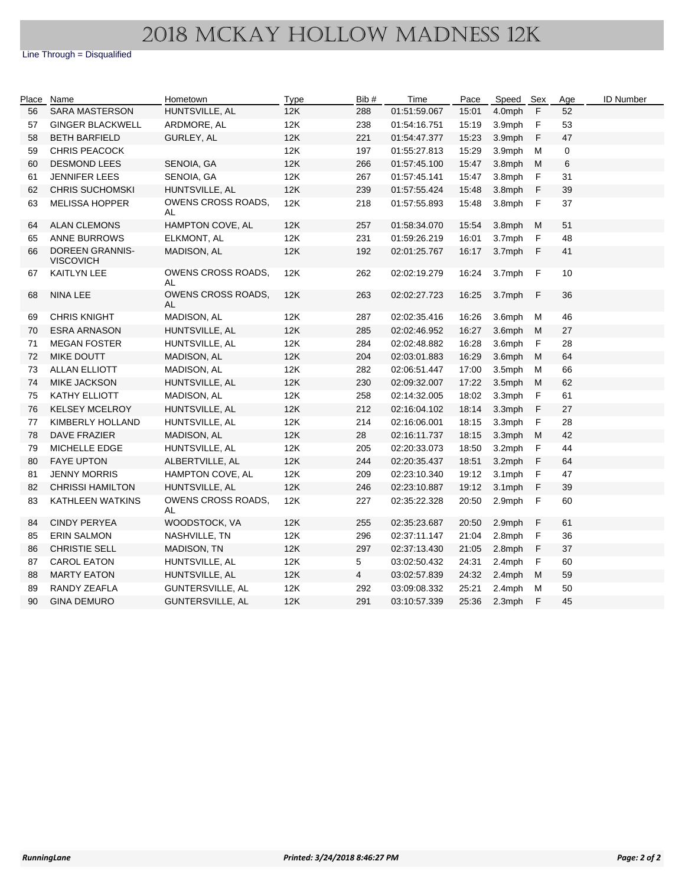# 2018 MCKAY HOLLOW MADNESS 12K

Line Through = Disqualified

| Place | Name | Hometown | Type | Bib # | Time | Pace | Speed | Sex | Age | ID Number |
|---|---|---|---|---|---|---|---|---|---|---|
| 56 | SARA MASTERSON | HUNTSVILLE, AL | 12K | 288 | 01:51:59.067 | 15:01 | 4.0mph | F | 52 | |
| 57 | GINGER BLACKWELL | ARDMORE, AL | 12K | 238 | 01:54:16.751 | 15:19 | 3.9mph | F | 53 | |
| 58 | BETH BARFIELD | GURLEY, AL | 12K | 221 | 01:54:47.377 | 15:23 | 3.9mph | F | 47 | |
| 59 | CHRIS PEACOCK | | 12K | 197 | 01:55:27.813 | 15:29 | 3.9mph | M | 0 | |
| 60 | DESMOND LEES | SENOIA, GA | 12K | 266 | 01:57:45.100 | 15:47 | 3.8mph | M | 6 | |
| 61 | JENNIFER LEES | SENOIA, GA | 12K | 267 | 01:57:45.141 | 15:47 | 3.8mph | F | 31 | |
| 62 | CHRIS SUCHOMSKI | HUNTSVILLE, AL | 12K | 239 | 01:57:55.424 | 15:48 | 3.8mph | F | 39 | |
| 63 | MELISSA HOPPER | OWENS CROSS ROADS, AL | 12K | 218 | 01:57:55.893 | 15:48 | 3.8mph | F | 37 | |
| 64 | ALAN CLEMONS | HAMPTON COVE, AL | 12K | 257 | 01:58:34.070 | 15:54 | 3.8mph | M | 51 | |
| 65 | ANNE BURROWS | ELKMONT, AL | 12K | 231 | 01:59:26.219 | 16:01 | 3.7mph | F | 48 | |
| 66 | DOREEN GRANNIS-VISCOVICH | MADISON, AL | 12K | 192 | 02:01:25.767 | 16:17 | 3.7mph | F | 41 | |
| 67 | KAITLYN LEE | OWENS CROSS ROADS, AL | 12K | 262 | 02:02:19.279 | 16:24 | 3.7mph | F | 10 | |
| 68 | NINA LEE | OWENS CROSS ROADS, AL | 12K | 263 | 02:02:27.723 | 16:25 | 3.7mph | F | 36 | |
| 69 | CHRIS KNIGHT | MADISON, AL | 12K | 287 | 02:02:35.416 | 16:26 | 3.6mph | M | 46 | |
| 70 | ESRA ARNASON | HUNTSVILLE, AL | 12K | 285 | 02:02:46.952 | 16:27 | 3.6mph | M | 27 | |
| 71 | MEGAN FOSTER | HUNTSVILLE, AL | 12K | 284 | 02:02:48.882 | 16:28 | 3.6mph | F | 28 | |
| 72 | MIKE DOUTT | MADISON, AL | 12K | 204 | 02:03:01.883 | 16:29 | 3.6mph | M | 64 | |
| 73 | ALLAN ELLIOTT | MADISON, AL | 12K | 282 | 02:06:51.447 | 17:00 | 3.5mph | M | 66 | |
| 74 | MIKE JACKSON | HUNTSVILLE, AL | 12K | 230 | 02:09:32.007 | 17:22 | 3.5mph | M | 62 | |
| 75 | KATHY ELLIOTT | MADISON, AL | 12K | 258 | 02:14:32.005 | 18:02 | 3.3mph | F | 61 | |
| 76 | KELSEY MCELROY | HUNTSVILLE, AL | 12K | 212 | 02:16:04.102 | 18:14 | 3.3mph | F | 27 | |
| 77 | KIMBERLY HOLLAND | HUNTSVILLE, AL | 12K | 214 | 02:16:06.001 | 18:15 | 3.3mph | F | 28 | |
| 78 | DAVE FRAZIER | MADISON, AL | 12K | 28 | 02:16:11.737 | 18:15 | 3.3mph | M | 42 | |
| 79 | MICHELLE EDGE | HUNTSVILLE, AL | 12K | 205 | 02:20:33.073 | 18:50 | 3.2mph | F | 44 | |
| 80 | FAYE UPTON | ALBERTVILLE, AL | 12K | 244 | 02:20:35.437 | 18:51 | 3.2mph | F | 64 | |
| 81 | JENNY MORRIS | HAMPTON COVE, AL | 12K | 209 | 02:23:10.340 | 19:12 | 3.1mph | F | 47 | |
| 82 | CHRISSI HAMILTON | HUNTSVILLE, AL | 12K | 246 | 02:23:10.887 | 19:12 | 3.1mph | F | 39 | |
| 83 | KATHLEEN WATKINS | OWENS CROSS ROADS, AL | 12K | 227 | 02:35:22.328 | 20:50 | 2.9mph | F | 60 | |
| 84 | CINDY PERYEA | WOODSTOCK, VA | 12K | 255 | 02:35:23.687 | 20:50 | 2.9mph | F | 61 | |
| 85 | ERIN SALMON | NASHVILLE, TN | 12K | 296 | 02:37:11.147 | 21:04 | 2.8mph | F | 36 | |
| 86 | CHRISTIE SELL | MADISON, TN | 12K | 297 | 02:37:13.430 | 21:05 | 2.8mph | F | 37 | |
| 87 | CAROL EATON | HUNTSVILLE, AL | 12K | 5 | 03:02:50.432 | 24:31 | 2.4mph | F | 60 | |
| 88 | MARTY EATON | HUNTSVILLE, AL | 12K | 4 | 03:02:57.839 | 24:32 | 2.4mph | M | 59 | |
| 89 | RANDY ZEAFLA | GUNTERSVILLE, AL | 12K | 292 | 03:09:08.332 | 25:21 | 2.4mph | M | 50 | |
| 90 | GINA DEMURO | GUNTERSVILLE, AL | 12K | 291 | 03:10:57.339 | 25:36 | 2.3mph | F | 45 | |

*RunningLane* *Printed: 3/24/2018 8:46:27 PM*